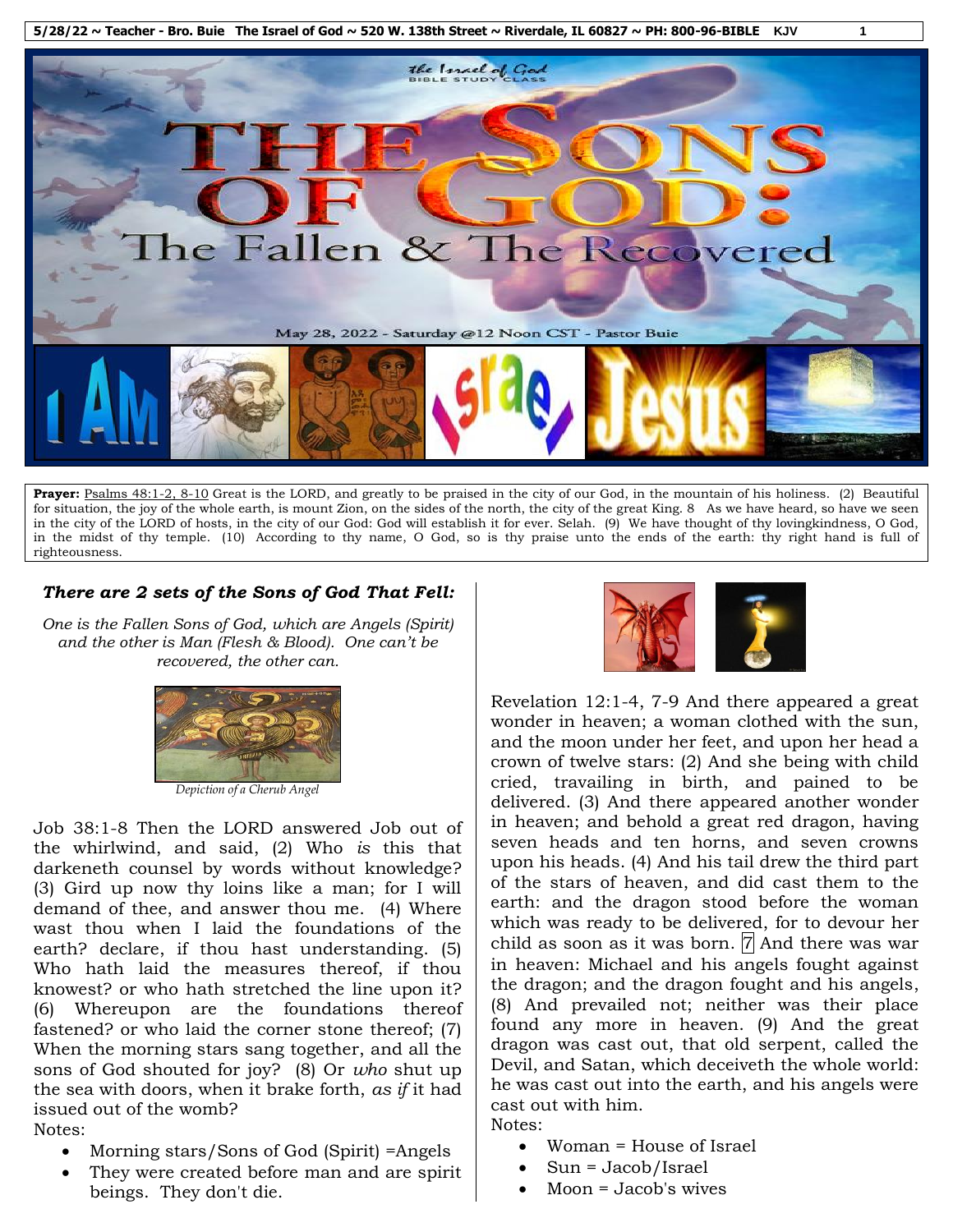5/28/22 ~ Teacher - Bro. Buie The Israel of God ~ 520 W. 138th Street ~ Riverdale, IL 60827 ~ PH: 800-96-BIBLE KJV

the Israel of God BIBLE STUDY CLASS

# THE SONS OF GOD: The Fallen & The Recovered

May 28, 2022 - Saturday @12 Noon CST - Pastor Buie

**Prayer:** Psalms 48:1-2, 8-10 Great is the LORD, and greatly to be praised in the city of our God, in the mountain of his holiness. (2) Beautiful for situation, the joy of the whole earth, is mount Zion, on the sides of the north, the city of the great King. 8 As we have heard, so have we seen in the city of the LORD of hosts, in the city of our God: God will establish it for ever. Selah. (9) We have thought of thy lovingkindness, O God, in the midst of thy temple. (10) According to thy name, O God, so is thy praise unto the ends of the earth: thy right hand is full of righteousness.

### *There are 2 sets of the Sons of God That Fell:*

*One is the Fallen Sons of God, which are Angels (Spirit) and the other is Man (Flesh & Blood). One can't be recovered, the other can.*

*Depiction of a Cherub Angel*

Job 38:1-8 Then the LORD answered Job out of the whirlwind, and said, (2) Who *is* this that darkeneth counsel by words without knowledge? (3) Gird up now thy loins like a man; for I will demand of thee, and answer thou me. (4) Where wast thou when I laid the foundations of the earth? declare, if thou hast understanding. (5) Who hath laid the measures thereof, if thou knowest? or who hath stretched the line upon it? (6) Whereupon are the foundations thereof fastened? or who laid the corner stone thereof; (7) When the morning stars sang together, and all the sons of God shouted for joy? (8) Or *who* shut up the sea with doors, when it brake forth, *as if* it had issued out of the womb?

Notes:

- Morning stars/Sons of God (Spirit) =Angels
- They were created before man and are spirit beings. They don't die.

Revelation 12:1-4, 7-9 And there appeared a great wonder in heaven; a woman clothed with the sun, and the moon under her feet, and upon her head a crown of twelve stars: (2) And she being with child cried, travailing in birth, and pained to be delivered. (3) And there appeared another wonder in heaven; and behold a great red dragon, having seven heads and ten horns, and seven crowns upon his heads. (4) And his tail drew the third part of the stars of heaven, and did cast them to the earth: and the dragon stood before the woman which was ready to be delivered, for to devour her child as soon as it was born. 7 And there was war in heaven: Michael and his angels fought against the dragon; and the dragon fought and his angels, (8) And prevailed not; neither was their place found any more in heaven. (9) And the great dragon was cast out, that old serpent, called the Devil, and Satan, which deceiveth the whole world: he was cast out into the earth, and his angels were cast out with him.

Notes:

- Woman = House of Israel
- Sun = Jacob/Israel
- Moon = Jacob's wives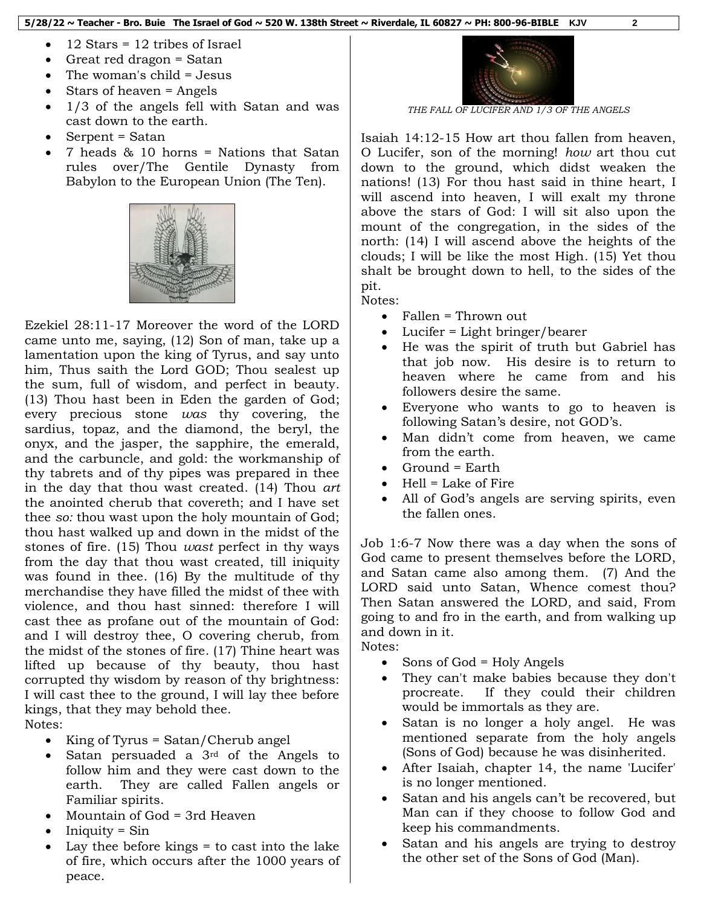- 12 Stars = 12 tribes of Israel
- Great red dragon = Satan
- The woman's child = Jesus
- Stars of heaven = Angels
- 1/3 of the angels fell with Satan and was cast down to the earth.
- Serpent = Satan
- 7 heads & 10 horns = Nations that Satan rules over/The Gentile Dynasty from Babylon to the European Union (The Ten).

Ezekiel 28:11-17 Moreover the word of the LORD came unto me, saying, (12) Son of man, take up a lamentation upon the king of Tyrus, and say unto him, Thus saith the Lord GOD; Thou sealest up the sum, full of wisdom, and perfect in beauty. (13) Thou hast been in Eden the garden of God; every precious stone *was* thy covering, the sardius, topaz, and the diamond, the beryl, the onyx, and the jasper, the sapphire, the emerald, and the carbuncle, and gold: the workmanship of thy tabrets and of thy pipes was prepared in thee in the day that thou wast created. (14) Thou *art* the anointed cherub that covereth; and I have set thee *so:* thou wast upon the holy mountain of God; thou hast walked up and down in the midst of the stones of fire. (15) Thou *wast* perfect in thy ways from the day that thou wast created, till iniquity was found in thee. (16) By the multitude of thy merchandise they have filled the midst of thee with violence, and thou hast sinned: therefore I will cast thee as profane out of the mountain of God: and I will destroy thee, O covering cherub, from the midst of the stones of fire. (17) Thine heart was lifted up because of thy beauty, thou hast corrupted thy wisdom by reason of thy brightness: I will cast thee to the ground, I will lay thee before kings, that they may behold thee.

Notes:

- King of Tyrus = Satan/Cherub angel
- Satan persuaded a 3rd of the Angels to follow him and they were cast down to the earth. They are called Fallen angels or Familiar spirits.
- Mountain of God = 3rd Heaven
- Iniquity = Sin
- Lay thee before kings = to cast into the lake of fire, which occurs after the 1000 years of peace.

*THE FALL OF LUCIFER AND 1/3 OF THE ANGELS*

Isaiah 14:12-15 How art thou fallen from heaven, O Lucifer, son of the morning! *how* art thou cut down to the ground, which didst weaken the nations! (13) For thou hast said in thine heart, I will ascend into heaven, I will exalt my throne above the stars of God: I will sit also upon the mount of the congregation, in the sides of the north: (14) I will ascend above the heights of the clouds; I will be like the most High. (15) Yet thou shalt be brought down to hell, to the sides of the pit.

Notes:

- Fallen = Thrown out
- Lucifer = Light bringer/bearer
- He was the spirit of truth but Gabriel has that job now. His desire is to return to heaven where he came from and his followers desire the same.
- Everyone who wants to go to heaven is following Satan's desire, not GOD's.
- Man didn't come from heaven, we came from the earth.
- Ground = Earth
- Hell = Lake of Fire
- All of God's angels are serving spirits, even the fallen ones.

Job 1:6-7 Now there was a day when the sons of God came to present themselves before the LORD, and Satan came also among them. (7) And the LORD said unto Satan, Whence comest thou? Then Satan answered the LORD, and said, From going to and fro in the earth, and from walking up and down in it.

Notes:

- Sons of God = Holy Angels
- They can't make babies because they don't procreate. If they could their children would be immortals as they are.
- Satan is no longer a holy angel. He was mentioned separate from the holy angels (Sons of God) because he was disinherited.
- After Isaiah, chapter 14, the name 'Lucifer' is no longer mentioned.
- Satan and his angels can't be recovered, but Man can if they choose to follow God and keep his commandments.
- Satan and his angels are trying to destroy the other set of the Sons of God (Man).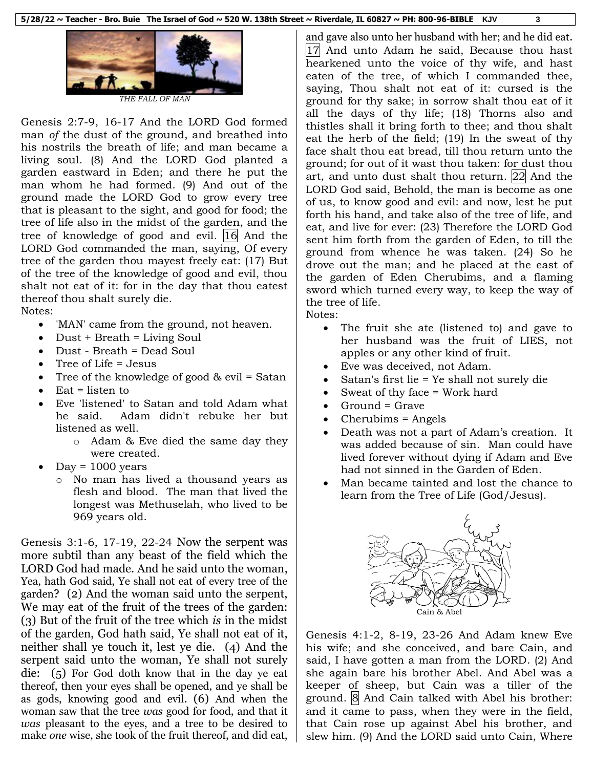THE FALL OF MAN

Genesis 2:7-9, 16-17 And the LORD God formed man *of* the dust of the ground, and breathed into his nostrils the breath of life; and man became a living soul. (8) And the LORD God planted a garden eastward in Eden; and there he put the man whom he had formed. (9) And out of the ground made the LORD God to grow every tree that is pleasant to the sight, and good for food; the tree of life also in the midst of the garden, and the tree of knowledge of good and evil. 16 And the LORD God commanded the man, saying, Of every tree of the garden thou mayest freely eat: (17) But of the tree of the knowledge of good and evil, thou shalt not eat of it: for in the day that thou eatest thereof thou shalt surely die.

Notes:

- 'MAN' came from the ground, not heaven.
- Dust + Breath = Living Soul
- Dust - Breath = Dead Soul
- Tree of Life = Jesus
- Tree of the knowledge of good & evil = Satan
- Eat = listen to
- Eve 'listened' to Satan and told Adam what he said. Adam didn't rebuke her but listened as well.
    - Adam & Eve died the same day they were created.
- Day = 1000 years
    - No man has lived a thousand years as flesh and blood. The man that lived the longest was Methuselah, who lived to be 969 years old.

Genesis 3:1-6, 17-19, 22-24 Now the serpent was more subtil than any beast of the field which the LORD God had made. And he said unto the woman, Yea, hath God said, Ye shall not eat of every tree of the garden? (2) And the woman said unto the serpent, We may eat of the fruit of the trees of the garden: (3) But of the fruit of the tree which *is* in the midst of the garden, God hath said, Ye shall not eat of it, neither shall ye touch it, lest ye die. (4) And the serpent said unto the woman, Ye shall not surely die: (5) For God doth know that in the day ye eat thereof, then your eyes shall be opened, and ye shall be as gods, knowing good and evil. (6) And when the woman saw that the tree *was* good for food, and that it *was* pleasant to the eyes, and a tree to be desired to make *one* wise, she took of the fruit thereof, and did eat, and gave also unto her husband with her; and he did eat. 17 And unto Adam he said, Because thou hast hearkened unto the voice of thy wife, and hast eaten of the tree, of which I commanded thee, saying, Thou shalt not eat of it: cursed is the ground for thy sake; in sorrow shalt thou eat of it all the days of thy life; (18) Thorns also and thistles shall it bring forth to thee; and thou shalt eat the herb of the field; (19) In the sweat of thy face shalt thou eat bread, till thou return unto the ground; for out of it wast thou taken: for dust thou art, and unto dust shalt thou return. 22 And the LORD God said, Behold, the man is become as one of us, to know good and evil: and now, lest he put forth his hand, and take also of the tree of life, and eat, and live for ever: (23) Therefore the LORD God sent him forth from the garden of Eden, to till the ground from whence he was taken. (24) So he drove out the man; and he placed at the east of the garden of Eden Cherubims, and a flaming sword which turned every way, to keep the way of the tree of life.

Notes:

- The fruit she ate (listened to) and gave to her husband was the fruit of LIES, not apples or any other kind of fruit.
- Eve was deceived, not Adam.
- Satan's first lie = Ye shall not surely die
- Sweat of thy face = Work hard
- Ground = Grave
- Cherubims = Angels
- Death was not a part of Adam's creation. It was added because of sin. Man could have lived forever without dying if Adam and Eve had not sinned in the Garden of Eden.
- Man became tainted and lost the chance to learn from the Tree of Life (God/Jesus).

Cain & Abel

Genesis 4:1-2, 8-19, 23-26 And Adam knew Eve his wife; and she conceived, and bare Cain, and said, I have gotten a man from the LORD. (2) And she again bare his brother Abel. And Abel was a keeper of sheep, but Cain was a tiller of the ground. 8 And Cain talked with Abel his brother: and it came to pass, when they were in the field, that Cain rose up against Abel his brother, and slew him. (9) And the LORD said unto Cain, Where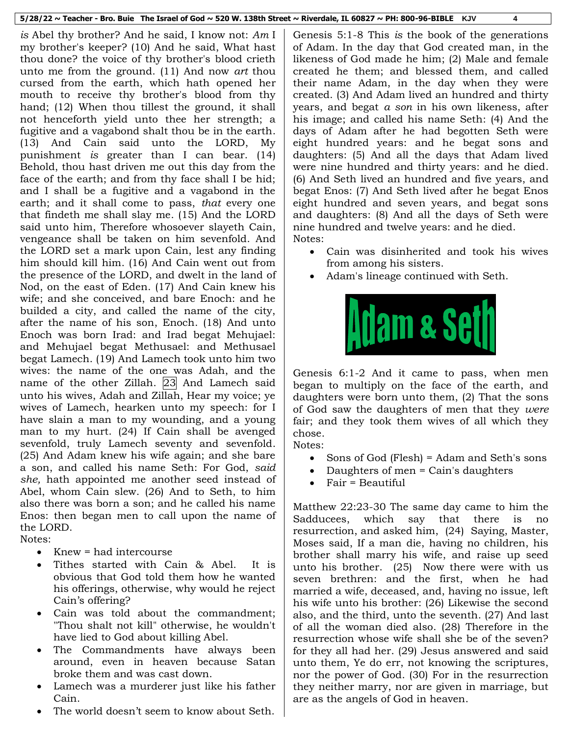*is* Abel thy brother? And he said, I know not: *Am* I my brother's keeper? (10) And he said, What hast thou done? the voice of thy brother's blood crieth unto me from the ground. (11) And now *art* thou cursed from the earth, which hath opened her mouth to receive thy brother's blood from thy hand; (12) When thou tillest the ground, it shall not henceforth yield unto thee her strength; a fugitive and a vagabond shalt thou be in the earth. (13) And Cain said unto the LORD, My punishment *is* greater than I can bear. (14) Behold, thou hast driven me out this day from the face of the earth; and from thy face shall I be hid; and I shall be a fugitive and a vagabond in the earth; and it shall come to pass, *that* every one that findeth me shall slay me. (15) And the LORD said unto him, Therefore whosoever slayeth Cain, vengeance shall be taken on him sevenfold. And the LORD set a mark upon Cain, lest any finding him should kill him. (16) And Cain went out from the presence of the LORD, and dwelt in the land of Nod, on the east of Eden. (17) And Cain knew his wife; and she conceived, and bare Enoch: and he builded a city, and called the name of the city, after the name of his son, Enoch. (18) And unto Enoch was born Irad: and Irad begat Mehujael: and Mehujael begat Methusael: and Methusael begat Lamech. (19) And Lamech took unto him two wives: the name of the one was Adah, and the name of the other Zillah. 23 And Lamech said unto his wives, Adah and Zillah, Hear my voice; ye wives of Lamech, hearken unto my speech: for I have slain a man to my wounding, and a young man to my hurt. (24) If Cain shall be avenged sevenfold, truly Lamech seventy and sevenfold. (25) And Adam knew his wife again; and she bare a son, and called his name Seth: For God, *said she,* hath appointed me another seed instead of Abel, whom Cain slew. (26) And to Seth, to him also there was born a son; and he called his name Enos: then began men to call upon the name of the LORD.

Notes:

- Knew = had intercourse
- Tithes started with Cain & Abel. It is obvious that God told them how he wanted his offerings, otherwise, why would he reject Cain's offering?
- Cain was told about the commandment; "Thou shalt not kill" otherwise, he wouldn't have lied to God about killing Abel.
- The Commandments have always been around, even in heaven because Satan broke them and was cast down.
- Lamech was a murderer just like his father Cain.
- The world doesn't seem to know about Seth.

Genesis 5:1-8 This *is* the book of the generations of Adam. In the day that God created man, in the likeness of God made he him; (2) Male and female created he them; and blessed them, and called their name Adam, in the day when they were created. (3) And Adam lived an hundred and thirty years, and begat *a son* in his own likeness, after his image; and called his name Seth: (4) And the days of Adam after he had begotten Seth were eight hundred years: and he begat sons and daughters: (5) And all the days that Adam lived were nine hundred and thirty years: and he died. (6) And Seth lived an hundred and five years, and begat Enos: (7) And Seth lived after he begat Enos eight hundred and seven years, and begat sons and daughters: (8) And all the days of Seth were nine hundred and twelve years: and he died.

Notes:

- Cain was disinherited and took his wives from among his sisters.
- Adam's lineage continued with Seth.

Adam & Seth

Genesis 6:1-2 And it came to pass, when men began to multiply on the face of the earth, and daughters were born unto them, (2) That the sons of God saw the daughters of men that they *were* fair; and they took them wives of all which they chose.

Notes:

- Sons of God (Flesh) = Adam and Seth's sons
- Daughters of men = Cain's daughters
- Fair = Beautiful

Matthew 22:23-30 The same day came to him the Sadducees, which say that there is no resurrection, and asked him, (24) Saying, Master, Moses said, If a man die, having no children, his brother shall marry his wife, and raise up seed unto his brother. (25) Now there were with us seven brethren: and the first, when he had married a wife, deceased, and, having no issue, left his wife unto his brother: (26) Likewise the second also, and the third, unto the seventh. (27) And last of all the woman died also. (28) Therefore in the resurrection whose wife shall she be of the seven? for they all had her. (29) Jesus answered and said unto them, Ye do err, not knowing the scriptures, nor the power of God. (30) For in the resurrection they neither marry, nor are given in marriage, but are as the angels of God in heaven.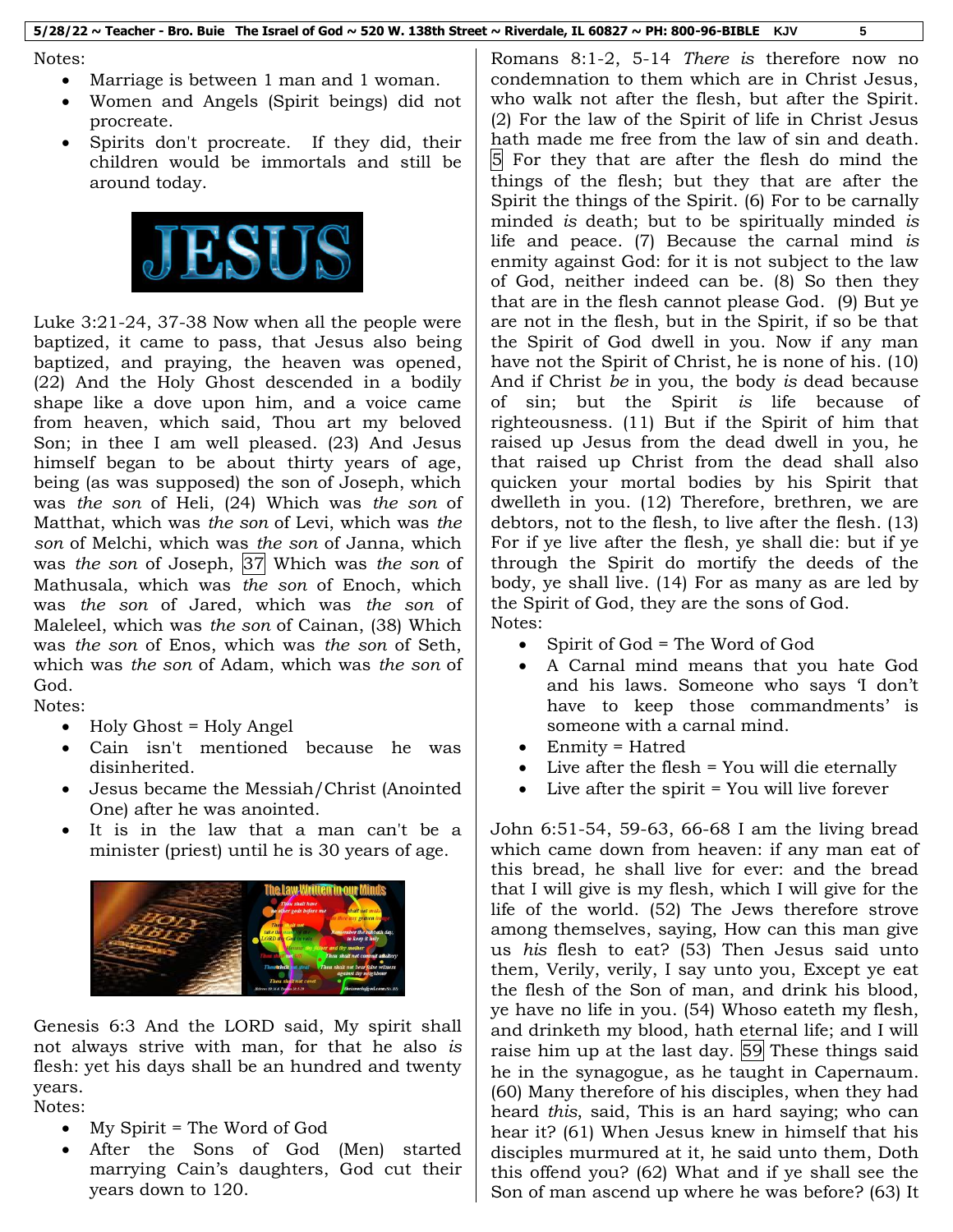Notes:

- Marriage is between 1 man and 1 woman.
- Women and Angels (Spirit beings) did not procreate.
- Spirits don't procreate. If they did, their children would be immortals and still be around today.

Luke 3:21-24, 37-38 Now when all the people were baptized, it came to pass, that Jesus also being baptized, and praying, the heaven was opened, (22) And the Holy Ghost descended in a bodily shape like a dove upon him, and a voice came from heaven, which said, Thou art my beloved Son; in thee I am well pleased. (23) And Jesus himself began to be about thirty years of age, being (as was supposed) the son of Joseph, which was *the son* of Heli, (24) Which was *the son* of Matthat, which was *the son* of Levi, which was *the son* of Melchi, which was *the son* of Janna, which was *the son* of Joseph, 37 Which was *the son* of Mathusala, which was *the son* of Enoch, which was *the son* of Jared, which was *the son* of Maleleel, which was *the son* of Cainan, (38) Which was *the son* of Enos, which was *the son* of Seth, which was *the son* of Adam, which was *the son* of God.

Notes:

- Holy Ghost = Holy Angel
- Cain isn't mentioned because he was disinherited.
- Jesus became the Messiah/Christ (Anointed One) after he was anointed.
- It is in the law that a man can't be a minister (priest) until he is 30 years of age.

Genesis 6:3 And the LORD said, My spirit shall not always strive with man, for that he also *is* flesh: yet his days shall be an hundred and twenty years.

Notes:

- My Spirit = The Word of God
- After the Sons of God (Men) started marrying Cain's daughters, God cut their years down to 120.

Romans 8:1-2, 5-14 *There is* therefore now no condemnation to them which are in Christ Jesus, who walk not after the flesh, but after the Spirit. (2) For the law of the Spirit of life in Christ Jesus hath made me free from the law of sin and death. 5 For they that are after the flesh do mind the things of the flesh; but they that are after the Spirit the things of the Spirit. (6) For to be carnally minded *is* death; but to be spiritually minded *is* life and peace. (7) Because the carnal mind *is* enmity against God: for it is not subject to the law of God, neither indeed can be. (8) So then they that are in the flesh cannot please God. (9) But ye are not in the flesh, but in the Spirit, if so be that the Spirit of God dwell in you. Now if any man have not the Spirit of Christ, he is none of his. (10) And if Christ *be* in you, the body *is* dead because of sin; but the Spirit *is* life because of righteousness. (11) But if the Spirit of him that raised up Jesus from the dead dwell in you, he that raised up Christ from the dead shall also quicken your mortal bodies by his Spirit that dwelleth in you. (12) Therefore, brethren, we are debtors, not to the flesh, to live after the flesh. (13) For if ye live after the flesh, ye shall die: but if ye through the Spirit do mortify the deeds of the body, ye shall live. (14) For as many as are led by the Spirit of God, they are the sons of God.

Notes:

- Spirit of God = The Word of God
- A Carnal mind means that you hate God and his laws. Someone who says 'I don't have to keep those commandments' is someone with a carnal mind.
- Enmity = Hatred
- Live after the flesh = You will die eternally
- Live after the spirit = You will live forever

John 6:51-54, 59-63, 66-68 I am the living bread which came down from heaven: if any man eat of this bread, he shall live for ever: and the bread that I will give is my flesh, which I will give for the life of the world. (52) The Jews therefore strove among themselves, saying, How can this man give us *his* flesh to eat? (53) Then Jesus said unto them, Verily, verily, I say unto you, Except ye eat the flesh of the Son of man, and drink his blood, ye have no life in you. (54) Whoso eateth my flesh, and drinketh my blood, hath eternal life; and I will raise him up at the last day. 59 These things said he in the synagogue, as he taught in Capernaum. (60) Many therefore of his disciples, when they had heard *this*, said, This is an hard saying; who can hear it? (61) When Jesus knew in himself that his disciples murmured at it, he said unto them, Doth this offend you? (62) What and if ye shall see the Son of man ascend up where he was before? (63) It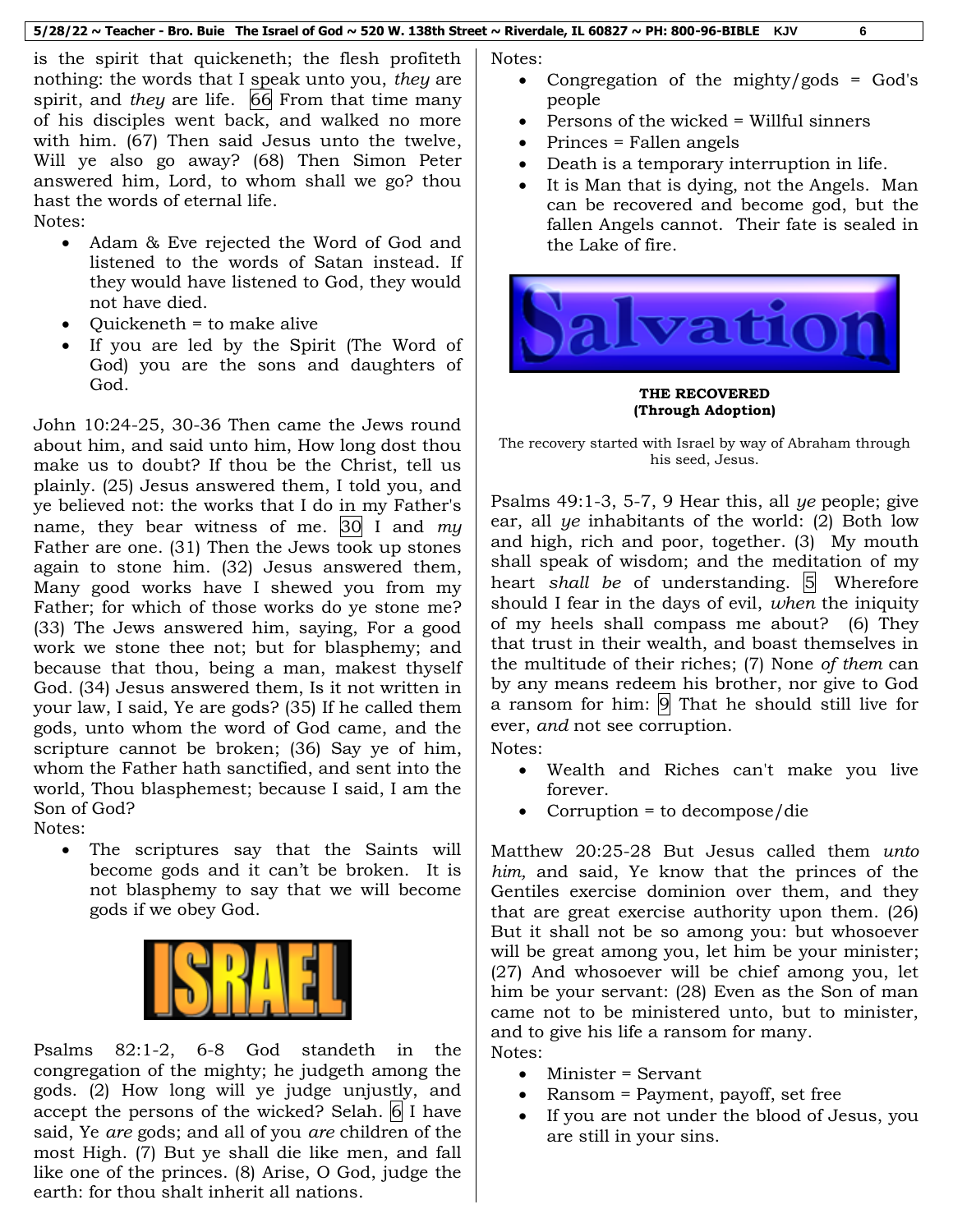is the spirit that quickeneth; the flesh profiteth nothing: the words that I speak unto you, *they* are spirit, and *they* are life. 66 From that time many of his disciples went back, and walked no more with him. (67) Then said Jesus unto the twelve, Will ye also go away? (68) Then Simon Peter answered him, Lord, to whom shall we go? thou hast the words of eternal life.

Notes:

- Adam & Eve rejected the Word of God and listened to the words of Satan instead. If they would have listened to God, they would not have died.
- Quickeneth = to make alive
- If you are led by the Spirit (The Word of God) you are the sons and daughters of God.

John 10:24-25, 30-36 Then came the Jews round about him, and said unto him, How long dost thou make us to doubt? If thou be the Christ, tell us plainly. (25) Jesus answered them, I told you, and ye believed not: the works that I do in my Father's name, they bear witness of me. 30 I and *my* Father are one. (31) Then the Jews took up stones again to stone him. (32) Jesus answered them, Many good works have I shewed you from my Father; for which of those works do ye stone me? (33) The Jews answered him, saying, For a good work we stone thee not; but for blasphemy; and because that thou, being a man, makest thyself God. (34) Jesus answered them, Is it not written in your law, I said, Ye are gods? (35) If he called them gods, unto whom the word of God came, and the scripture cannot be broken; (36) Say ye of him, whom the Father hath sanctified, and sent into the world, Thou blasphemest; because I said, I am the Son of God?

Notes:

- The scriptures say that the Saints will become gods and it can't be broken. It is not blasphemy to say that we will become gods if we obey God.

## ISRAEL

Psalms 82:1-2, 6-8 God standeth in the congregation of the mighty; he judgeth among the gods. (2) How long will ye judge unjustly, and accept the persons of the wicked? Selah. 6 I have said, Ye *are* gods; and all of you *are* children of the most High. (7) But ye shall die like men, and fall like one of the princes. (8) Arise, O God, judge the earth: for thou shalt inherit all nations.

Notes:

- Congregation of the mighty/gods = God's people
- Persons of the wicked = Willful sinners
- Princes = Fallen angels
- Death is a temporary interruption in life.
- It is Man that is dying, not the Angels. Man can be recovered and become god, but the fallen Angels cannot. Their fate is sealed in the Lake of fire.

## Salvation

**THE RECOVERED**
**(Through Adoption)**

The recovery started with Israel by way of Abraham through his seed, Jesus.

Psalms 49:1-3, 5-7, 9 Hear this, all *ye* people; give ear, all *ye* inhabitants of the world: (2) Both low and high, rich and poor, together. (3) My mouth shall speak of wisdom; and the meditation of my heart *shall be* of understanding. 5 Wherefore should I fear in the days of evil, *when* the iniquity of my heels shall compass me about? (6) They that trust in their wealth, and boast themselves in the multitude of their riches; (7) None *of them* can by any means redeem his brother, nor give to God a ransom for him: 9 That he should still live for ever, *and* not see corruption.

Notes:

- Wealth and Riches can't make you live forever.
- Corruption = to decompose/die

Matthew 20:25-28 But Jesus called them *unto him,* and said, Ye know that the princes of the Gentiles exercise dominion over them, and they that are great exercise authority upon them. (26) But it shall not be so among you: but whosoever will be great among you, let him be your minister; (27) And whosoever will be chief among you, let him be your servant: (28) Even as the Son of man came not to be ministered unto, but to minister, and to give his life a ransom for many.

Notes:

- Minister = Servant
- Ransom = Payment, payoff, set free
- If you are not under the blood of Jesus, you are still in your sins.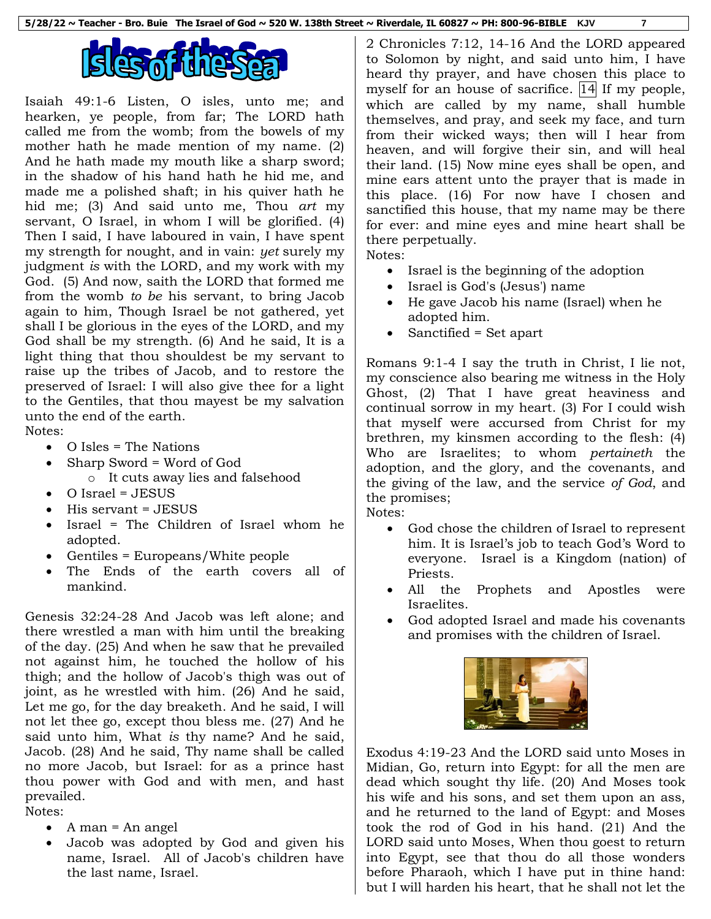# Isles of the Sea

Isaiah 49:1-6 Listen, O isles, unto me; and hearken, ye people, from far; The LORD hath called me from the womb; from the bowels of my mother hath he made mention of my name. (2) And he hath made my mouth like a sharp sword; in the shadow of his hand hath he hid me, and made me a polished shaft; in his quiver hath he hid me; (3) And said unto me, Thou *art* my servant, O Israel, in whom I will be glorified. (4) Then I said, I have laboured in vain, I have spent my strength for nought, and in vain: *yet* surely my judgment *is* with the LORD, and my work with my God. (5) And now, saith the LORD that formed me from the womb *to be* his servant, to bring Jacob again to him, Though Israel be not gathered, yet shall I be glorious in the eyes of the LORD, and my God shall be my strength. (6) And he said, It is a light thing that thou shouldest be my servant to raise up the tribes of Jacob, and to restore the preserved of Israel: I will also give thee for a light to the Gentiles, that thou mayest be my salvation unto the end of the earth.

Notes:

- O Isles = The Nations
- Sharp Sword = Word of God
  - It cuts away lies and falsehood
- O Israel = JESUS
- His servant = JESUS
- Israel = The Children of Israel whom he adopted.
- Gentiles = Europeans/White people
- The Ends of the earth covers all of mankind.

Genesis 32:24-28 And Jacob was left alone; and there wrestled a man with him until the breaking of the day. (25) And when he saw that he prevailed not against him, he touched the hollow of his thigh; and the hollow of Jacob's thigh was out of joint, as he wrestled with him. (26) And he said, Let me go, for the day breaketh. And he said, I will not let thee go, except thou bless me. (27) And he said unto him, What *is* thy name? And he said, Jacob. (28) And he said, Thy name shall be called no more Jacob, but Israel: for as a prince hast thou power with God and with men, and hast prevailed.

Notes:

- A man = An angel
- Jacob was adopted by God and given his name, Israel. All of Jacob's children have the last name, Israel.

2 Chronicles 7:12, 14-16 And the LORD appeared to Solomon by night, and said unto him, I have heard thy prayer, and have chosen this place to myself for an house of sacrifice. 14 If my people, which are called by my name, shall humble themselves, and pray, and seek my face, and turn from their wicked ways; then will I hear from heaven, and will forgive their sin, and will heal their land. (15) Now mine eyes shall be open, and mine ears attent unto the prayer that is made in this place. (16) For now have I chosen and sanctified this house, that my name may be there for ever: and mine eyes and mine heart shall be there perpetually.

Notes:

- Israel is the beginning of the adoption
- Israel is God's (Jesus') name
- He gave Jacob his name (Israel) when he adopted him.
- Sanctified = Set apart

Romans 9:1-4 I say the truth in Christ, I lie not, my conscience also bearing me witness in the Holy Ghost, (2) That I have great heaviness and continual sorrow in my heart. (3) For I could wish that myself were accursed from Christ for my brethren, my kinsmen according to the flesh: (4) Who are Israelites; to whom *pertaineth* the adoption, and the glory, and the covenants, and the giving of the law, and the service *of God*, and the promises;

Notes:

- God chose the children of Israel to represent him. It is Israel's job to teach God's Word to everyone. Israel is a Kingdom (nation) of Priests.
- All the Prophets and Apostles were Israelites.
- God adopted Israel and made his covenants and promises with the children of Israel.

Exodus 4:19-23 And the LORD said unto Moses in Midian, Go, return into Egypt: for all the men are dead which sought thy life. (20) And Moses took his wife and his sons, and set them upon an ass, and he returned to the land of Egypt: and Moses took the rod of God in his hand. (21) And the LORD said unto Moses, When thou goest to return into Egypt, see that thou do all those wonders before Pharaoh, which I have put in thine hand: but I will harden his heart, that he shall not let the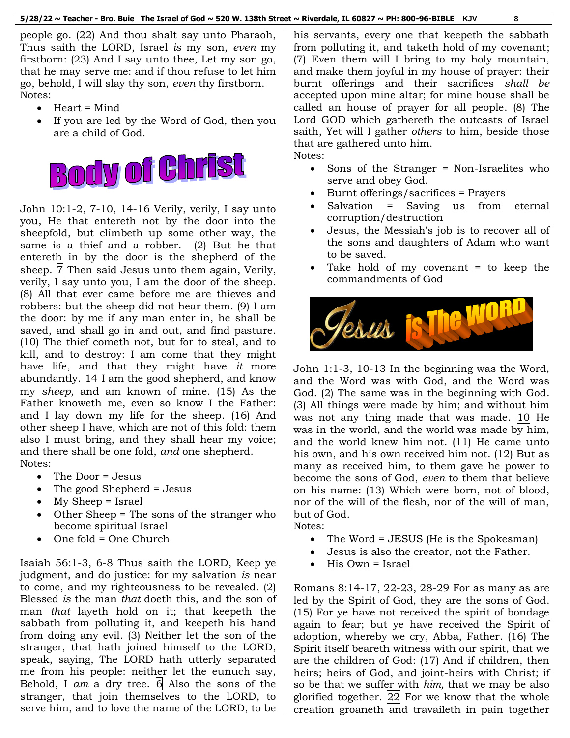people go. (22) And thou shalt say unto Pharaoh, Thus saith the LORD, Israel *is* my son, *even* my firstborn: (23) And I say unto thee, Let my son go, that he may serve me: and if thou refuse to let him go, behold, I will slay thy son, *even* thy firstborn.

Notes:

- Heart = Mind
- If you are led by the Word of God, then you are a child of God.

# Body of Christ

John 10:1-2, 7-10, 14-16 Verily, verily, I say unto you, He that entereth not by the door into the sheepfold, but climbeth up some other way, the same is a thief and a robber. (2) But he that entereth in by the door is the shepherd of the sheep. 7 Then said Jesus unto them again, Verily, verily, I say unto you, I am the door of the sheep. (8) All that ever came before me are thieves and robbers: but the sheep did not hear them. (9) I am the door: by me if any man enter in, he shall be saved, and shall go in and out, and find pasture. (10) The thief cometh not, but for to steal, and to kill, and to destroy: I am come that they might have life, and that they might have *it* more abundantly. 14 I am the good shepherd, and know my *sheep,* and am known of mine. (15) As the Father knoweth me, even so know I the Father: and I lay down my life for the sheep. (16) And other sheep I have, which are not of this fold: them also I must bring, and they shall hear my voice; and there shall be one fold, *and* one shepherd.

Notes:

- The Door = Jesus
- The good Shepherd = Jesus
- My Sheep = Israel
- Other Sheep = The sons of the stranger who become spiritual Israel
- One fold = One Church

Isaiah 56:1-3, 6-8 Thus saith the LORD, Keep ye judgment, and do justice: for my salvation *is* near to come, and my righteousness to be revealed. (2) Blessed *is* the man *that* doeth this, and the son of man *that* layeth hold on it; that keepeth the sabbath from polluting it, and keepeth his hand from doing any evil. (3) Neither let the son of the stranger, that hath joined himself to the LORD, speak, saying, The LORD hath utterly separated me from his people: neither let the eunuch say, Behold, I *am* a dry tree. 6 Also the sons of the stranger, that join themselves to the LORD, to serve him, and to love the name of the LORD, to be his servants, every one that keepeth the sabbath from polluting it, and taketh hold of my covenant; (7) Even them will I bring to my holy mountain, and make them joyful in my house of prayer: their burnt offerings and their sacrifices *shall be* accepted upon mine altar; for mine house shall be called an house of prayer for all people. (8) The Lord GOD which gathereth the outcasts of Israel saith, Yet will I gather *others* to him, beside those that are gathered unto him.

Notes:

- Sons of the Stranger = Non-Israelites who serve and obey God.
- Burnt offerings/sacrifices = Prayers
- Salvation = Saving us from eternal corruption/destruction
- Jesus, the Messiah's job is to recover all of the sons and daughters of Adam who want to be saved.
- Take hold of my covenant = to keep the commandments of God

# Jesus is The WORD

John 1:1-3, 10-13 In the beginning was the Word, and the Word was with God, and the Word was God. (2) The same was in the beginning with God. (3) All things were made by him; and without him was not any thing made that was made. 10 He was in the world, and the world was made by him, and the world knew him not. (11) He came unto his own, and his own received him not. (12) But as many as received him, to them gave he power to become the sons of God, *even* to them that believe on his name: (13) Which were born, not of blood, nor of the will of the flesh, nor of the will of man, but of God.

Notes:

- The Word = JESUS (He is the Spokesman)
- Jesus is also the creator, not the Father.
- His Own = Israel

Romans 8:14-17, 22-23, 28-29 For as many as are led by the Spirit of God, they are the sons of God. (15) For ye have not received the spirit of bondage again to fear; but ye have received the Spirit of adoption, whereby we cry, Abba, Father. (16) The Spirit itself beareth witness with our spirit, that we are the children of God: (17) And if children, then heirs; heirs of God, and joint-heirs with Christ; if so be that we suffer with *him,* that we may be also glorified together. 22 For we know that the whole creation groaneth and travaileth in pain together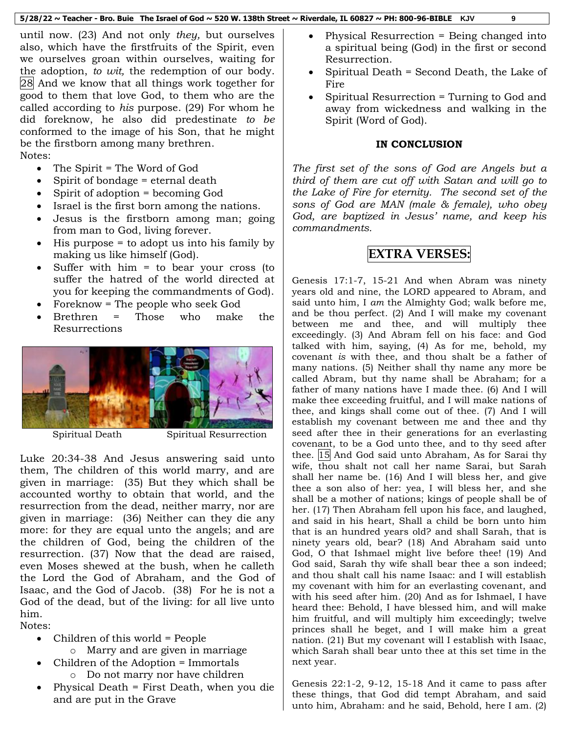until now. (23) And not only *they,* but ourselves also, which have the firstfruits of the Spirit, even we ourselves groan within ourselves, waiting for the adoption, *to wit,* the redemption of our body. 28 And we know that all things work together for good to them that love God, to them who are the called according to *his* purpose. (29) For whom he did foreknow, he also did predestinate *to be* conformed to the image of his Son, that he might be the firstborn among many brethren.

Notes:

- The Spirit = The Word of God
- Spirit of bondage = eternal death
- Spirit of adoption = becoming God
- Israel is the first born among the nations.
- Jesus is the firstborn among man; going from man to God, living forever.
- His purpose = to adopt us into his family by making us like himself (God).
- Suffer with him = to bear your cross (to suffer the hatred of the world directed at you for keeping the commandments of God).
- Foreknow = The people who seek God
- Brethren = Those who make the Resurrections

Spiritual Death Spiritual Resurrection

Luke 20:34-38 And Jesus answering said unto them, The children of this world marry, and are given in marriage: (35) But they which shall be accounted worthy to obtain that world, and the resurrection from the dead, neither marry, nor are given in marriage: (36) Neither can they die any more: for they are equal unto the angels; and are the children of God, being the children of the resurrection. (37) Now that the dead are raised, even Moses shewed at the bush, when he calleth the Lord the God of Abraham, and the God of Isaac, and the God of Jacob. (38) For he is not a God of the dead, but of the living: for all live unto him.

Notes:

- Children of this world = People
  - Marry and are given in marriage
- Children of the Adoption = Immortals
  - Do not marry nor have children
- Physical Death = First Death, when you die and are put in the Grave
- Physical Resurrection = Being changed into a spiritual being (God) in the first or second Resurrection.
- Spiritual Death = Second Death, the Lake of Fire
- Spiritual Resurrection = Turning to God and away from wickedness and walking in the Spirit (Word of God).

**IN CONCLUSION**

*The first set of the sons of God are Angels but a third of them are cut off with Satan and will go to the Lake of Fire for eternity. The second set of the sons of God are MAN (male & female), who obey God, are baptized in Jesus' name, and keep his commandments.*

## EXTRA VERSES:

Genesis 17:1-7, 15-21 And when Abram was ninety years old and nine, the LORD appeared to Abram, and said unto him, I *am* the Almighty God; walk before me, and be thou perfect. (2) And I will make my covenant between me and thee, and will multiply thee exceedingly. (3) And Abram fell on his face: and God talked with him, saying, (4) As for me, behold, my covenant *is* with thee, and thou shalt be a father of many nations. (5) Neither shall thy name any more be called Abram, but thy name shall be Abraham; for a father of many nations have I made thee. (6) And I will make thee exceeding fruitful, and I will make nations of thee, and kings shall come out of thee. (7) And I will establish my covenant between me and thee and thy seed after thee in their generations for an everlasting covenant, to be a God unto thee, and to thy seed after thee. 15 And God said unto Abraham, As for Sarai thy wife, thou shalt not call her name Sarai, but Sarah shall her name be. (16) And I will bless her, and give thee a son also of her: yea, I will bless her, and she shall be a mother of nations; kings of people shall be of her. (17) Then Abraham fell upon his face, and laughed, and said in his heart, Shall a child be born unto him that is an hundred years old? and shall Sarah, that is ninety years old, bear? (18) And Abraham said unto God, O that Ishmael might live before thee! (19) And God said, Sarah thy wife shall bear thee a son indeed; and thou shalt call his name Isaac: and I will establish my covenant with him for an everlasting covenant, and with his seed after him. (20) And as for Ishmael, I have heard thee: Behold, I have blessed him, and will make him fruitful, and will multiply him exceedingly; twelve princes shall he beget, and I will make him a great nation. (21) But my covenant will I establish with Isaac, which Sarah shall bear unto thee at this set time in the next year.

Genesis 22:1-2, 9-12, 15-18 And it came to pass after these things, that God did tempt Abraham, and said unto him, Abraham: and he said, Behold, here I am. (2)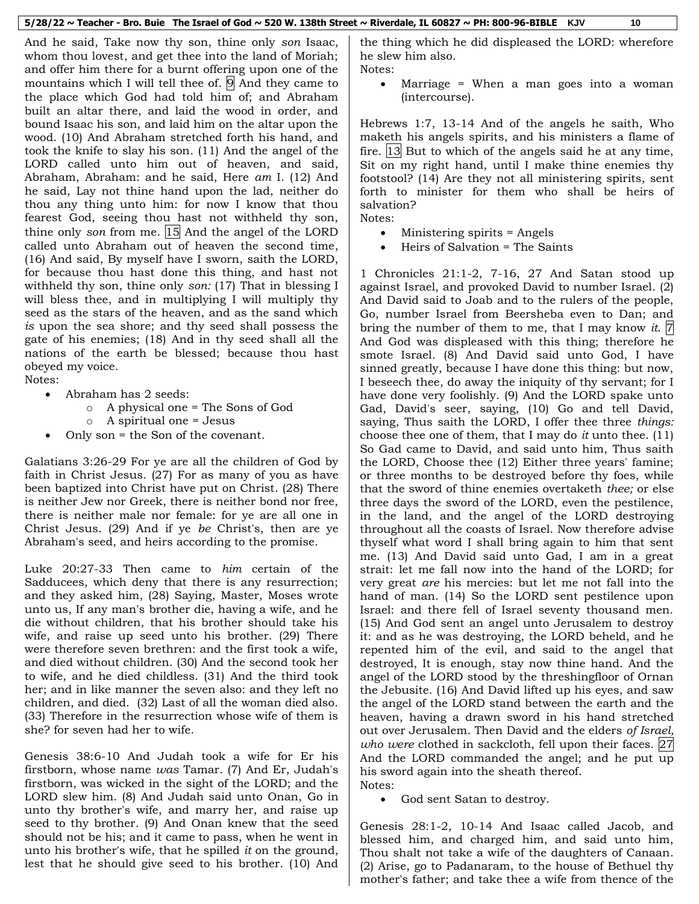And he said, Take now thy son, thine only *son* Isaac, whom thou lovest, and get thee into the land of Moriah; and offer him there for a burnt offering upon one of the mountains which I will tell thee of. 9 And they came to the place which God had told him of; and Abraham built an altar there, and laid the wood in order, and bound Isaac his son, and laid him on the altar upon the wood. (10) And Abraham stretched forth his hand, and took the knife to slay his son. (11) And the angel of the LORD called unto him out of heaven, and said, Abraham, Abraham: and he said, Here *am* I. (12) And he said, Lay not thine hand upon the lad, neither do thou any thing unto him: for now I know that thou fearest God, seeing thou hast not withheld thy son, thine only *son* from me. 15 And the angel of the LORD called unto Abraham out of heaven the second time, (16) And said, By myself have I sworn, saith the LORD, for because thou hast done this thing, and hast not withheld thy son, thine only *son:* (17) That in blessing I will bless thee, and in multiplying I will multiply thy seed as the stars of the heaven, and as the sand which *is* upon the sea shore; and thy seed shall possess the gate of his enemies; (18) And in thy seed shall all the nations of the earth be blessed; because thou hast obeyed my voice.

Notes:

- Abraham has 2 seeds:
  - A physical one = The Sons of God
  - A spiritual one = Jesus
- Only son = the Son of the covenant.

Galatians 3:26-29 For ye are all the children of God by faith in Christ Jesus. (27) For as many of you as have been baptized into Christ have put on Christ. (28) There is neither Jew nor Greek, there is neither bond nor free, there is neither male nor female: for ye are all one in Christ Jesus. (29) And if ye *be* Christ's, then are ye Abraham's seed, and heirs according to the promise.

Luke 20:27-33 Then came to *him* certain of the Sadducees, which deny that there is any resurrection; and they asked him, (28) Saying, Master, Moses wrote unto us, If any man's brother die, having a wife, and he die without children, that his brother should take his wife, and raise up seed unto his brother. (29) There were therefore seven brethren: and the first took a wife, and died without children. (30) And the second took her to wife, and he died childless. (31) And the third took her; and in like manner the seven also: and they left no children, and died. (32) Last of all the woman died also. (33) Therefore in the resurrection whose wife of them is she? for seven had her to wife.

Genesis 38:6-10 And Judah took a wife for Er his firstborn, whose name *was* Tamar. (7) And Er, Judah's firstborn, was wicked in the sight of the LORD; and the LORD slew him. (8) And Judah said unto Onan, Go in unto thy brother's wife, and marry her, and raise up seed to thy brother. (9) And Onan knew that the seed should not be his; and it came to pass, when he went in unto his brother's wife, that he spilled *it* on the ground, lest that he should give seed to his brother. (10) And the thing which he did displeased the LORD: wherefore he slew him also.

Notes:

- Marriage = When a man goes into a woman (intercourse).

Hebrews 1:7, 13-14 And of the angels he saith, Who maketh his angels spirits, and his ministers a flame of fire. 13 But to which of the angels said he at any time, Sit on my right hand, until I make thine enemies thy footstool? (14) Are they not all ministering spirits, sent forth to minister for them who shall be heirs of salvation?

Notes:

- Ministering spirits = Angels
- Heirs of Salvation = The Saints

1 Chronicles 21:1-2, 7-16, 27 And Satan stood up against Israel, and provoked David to number Israel. (2) And David said to Joab and to the rulers of the people, Go, number Israel from Beersheba even to Dan; and bring the number of them to me, that I may know *it.* 7 And God was displeased with this thing; therefore he smote Israel. (8) And David said unto God, I have sinned greatly, because I have done this thing: but now, I beseech thee, do away the iniquity of thy servant; for I have done very foolishly. (9) And the LORD spake unto Gad, David's seer, saying, (10) Go and tell David, saying, Thus saith the LORD, I offer thee three *things:* choose thee one of them, that I may do *it* unto thee. (11) So Gad came to David, and said unto him, Thus saith the LORD, Choose thee (12) Either three years' famine; or three months to be destroyed before thy foes, while that the sword of thine enemies overtaketh *thee;* or else three days the sword of the LORD, even the pestilence, in the land, and the angel of the LORD destroying throughout all the coasts of Israel. Now therefore advise thyself what word I shall bring again to him that sent me. (13) And David said unto Gad, I am in a great strait: let me fall now into the hand of the LORD; for very great *are* his mercies: but let me not fall into the hand of man. (14) So the LORD sent pestilence upon Israel: and there fell of Israel seventy thousand men. (15) And God sent an angel unto Jerusalem to destroy it: and as he was destroying, the LORD beheld, and he repented him of the evil, and said to the angel that destroyed, It is enough, stay now thine hand. And the angel of the LORD stood by the threshingfloor of Ornan the Jebusite. (16) And David lifted up his eyes, and saw the angel of the LORD stand between the earth and the heaven, having a drawn sword in his hand stretched out over Jerusalem. Then David and the elders *of Israel, who were* clothed in sackcloth, fell upon their faces. 27 And the LORD commanded the angel; and he put up his sword again into the sheath thereof.

Notes:

- God sent Satan to destroy.

Genesis 28:1-2, 10-14 And Isaac called Jacob, and blessed him, and charged him, and said unto him, Thou shalt not take a wife of the daughters of Canaan. (2) Arise, go to Padanaram, to the house of Bethuel thy mother's father; and take thee a wife from thence of the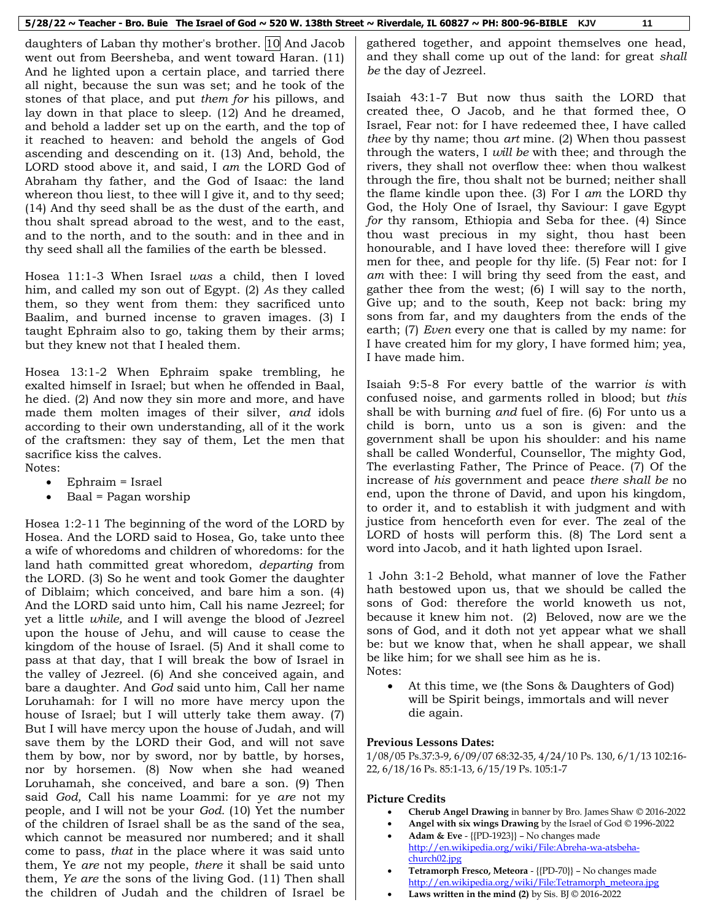daughters of Laban thy mother's brother. 10 And Jacob went out from Beersheba, and went toward Haran. (11) And he lighted upon a certain place, and tarried there all night, because the sun was set; and he took of the stones of that place, and put *them for* his pillows, and lay down in that place to sleep. (12) And he dreamed, and behold a ladder set up on the earth, and the top of it reached to heaven: and behold the angels of God ascending and descending on it. (13) And, behold, the LORD stood above it, and said, I *am* the LORD God of Abraham thy father, and the God of Isaac: the land whereon thou liest, to thee will I give it, and to thy seed; (14) And thy seed shall be as the dust of the earth, and thou shalt spread abroad to the west, and to the east, and to the north, and to the south: and in thee and in thy seed shall all the families of the earth be blessed.

Hosea 11:1-3 When Israel *was* a child, then I loved him, and called my son out of Egypt. (2) *As* they called them, so they went from them: they sacrificed unto Baalim, and burned incense to graven images. (3) I taught Ephraim also to go, taking them by their arms; but they knew not that I healed them.

Hosea 13:1-2 When Ephraim spake trembling, he exalted himself in Israel; but when he offended in Baal, he died. (2) And now they sin more and more, and have made them molten images of their silver, *and* idols according to their own understanding, all of it the work of the craftsmen: they say of them, Let the men that sacrifice kiss the calves.

Notes:

- Ephraim = Israel
- Baal = Pagan worship

Hosea 1:2-11 The beginning of the word of the LORD by Hosea. And the LORD said to Hosea, Go, take unto thee a wife of whoredoms and children of whoredoms: for the land hath committed great whoredom, *departing* from the LORD. (3) So he went and took Gomer the daughter of Diblaim; which conceived, and bare him a son. (4) And the LORD said unto him, Call his name Jezreel; for yet a little *while,* and I will avenge the blood of Jezreel upon the house of Jehu, and will cause to cease the kingdom of the house of Israel. (5) And it shall come to pass at that day, that I will break the bow of Israel in the valley of Jezreel. (6) And she conceived again, and bare a daughter. And *God* said unto him, Call her name Loruhamah: for I will no more have mercy upon the house of Israel; but I will utterly take them away. (7) But I will have mercy upon the house of Judah, and will save them by the LORD their God, and will not save them by bow, nor by sword, nor by battle, by horses, nor by horsemen. (8) Now when she had weaned Loruhamah, she conceived, and bare a son. (9) Then said *God,* Call his name Loammi: for ye *are* not my people, and I will not be your *God.* (10) Yet the number of the children of Israel shall be as the sand of the sea, which cannot be measured nor numbered; and it shall come to pass, *that* in the place where it was said unto them, Ye *are* not my people, *there* it shall be said unto them, *Ye are* the sons of the living God. (11) Then shall the children of Judah and the children of Israel be gathered together, and appoint themselves one head, and they shall come up out of the land: for great *shall be* the day of Jezreel.

Isaiah 43:1-7 But now thus saith the LORD that created thee, O Jacob, and he that formed thee, O Israel, Fear not: for I have redeemed thee, I have called *thee* by thy name; thou *art* mine. (2) When thou passest through the waters, I *will be* with thee; and through the rivers, they shall not overflow thee: when thou walkest through the fire, thou shalt not be burned; neither shall the flame kindle upon thee. (3) For I *am* the LORD thy God, the Holy One of Israel, thy Saviour: I gave Egypt *for* thy ransom, Ethiopia and Seba for thee. (4) Since thou wast precious in my sight, thou hast been honourable, and I have loved thee: therefore will I give men for thee, and people for thy life. (5) Fear not: for I *am* with thee: I will bring thy seed from the east, and gather thee from the west; (6) I will say to the north, Give up; and to the south, Keep not back: bring my sons from far, and my daughters from the ends of the earth; (7) *Even* every one that is called by my name: for I have created him for my glory, I have formed him; yea, I have made him.

Isaiah 9:5-8 For every battle of the warrior *is* with confused noise, and garments rolled in blood; but *this* shall be with burning *and* fuel of fire. (6) For unto us a child is born, unto us a son is given: and the government shall be upon his shoulder: and his name shall be called Wonderful, Counsellor, The mighty God, The everlasting Father, The Prince of Peace. (7) Of the increase of *his* government and peace *there shall be* no end, upon the throne of David, and upon his kingdom, to order it, and to establish it with judgment and with justice from henceforth even for ever. The zeal of the LORD of hosts will perform this. (8) The Lord sent a word into Jacob, and it hath lighted upon Israel.

1 John 3:1-2 Behold, what manner of love the Father hath bestowed upon us, that we should be called the sons of God: therefore the world knoweth us not, because it knew him not. (2) Beloved, now are we the sons of God, and it doth not yet appear what we shall be: but we know that, when he shall appear, we shall be like him; for we shall see him as he is.

Notes:

- At this time, we (the Sons & Daughters of God) will be Spirit beings, immortals and will never die again.

**Previous Lessons Dates:**

1/08/05 Ps.37:3-9, 6/09/07 68:32-35, 4/24/10 Ps. 130, 6/1/13 102:16-22, 6/18/16 Ps. 85:1-13, 6/15/19 Ps. 105:1-7

**Picture Credits**

- **Cherub Angel Drawing** in banner by Bro. James Shaw © 2016-2022
- **Angel with six wings Drawing** by the Israel of God © 1996-2022
- **Adam & Eve** - {{PD-1923}} – No changes made http://en.wikipedia.org/wiki/File:Abreha-wa-atsbeha-church02.jpg
- **Tetramorph Fresco, Meteora** - {{PD-70}} – No changes made http://en.wikipedia.org/wiki/File:Tetramorph_meteora.jpg
- **Laws written in the mind (2)** by Sis. BJ © 2016-2022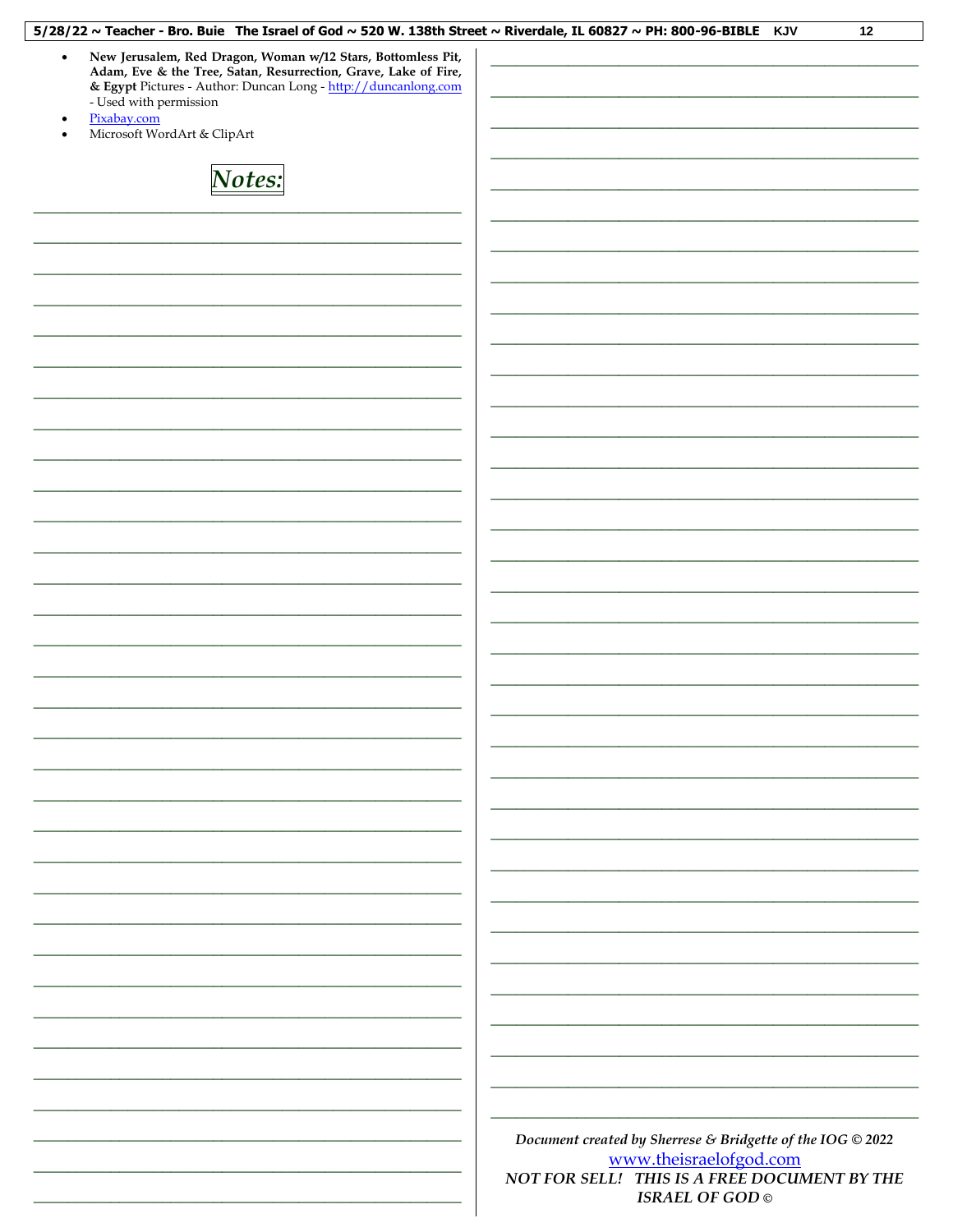- **New Jerusalem, Red Dragon, Woman w/12 Stars, Bottomless Pit, Adam, Eve & the Tree, Satan, Resurrection, Grave, Lake of Fire, & Egypt** Pictures - Author: Duncan Long - http://duncanlong.com - Used with permission
- Pixabay.com
- Microsoft WordArt & ClipArt

## *Notes:*

*Document created by Sherrese & Bridgette of the IOG © 2022*
www.theisraelofgod.com
*NOT FOR SELL! THIS IS A FREE DOCUMENT BY THE ISRAEL OF GOD ©*